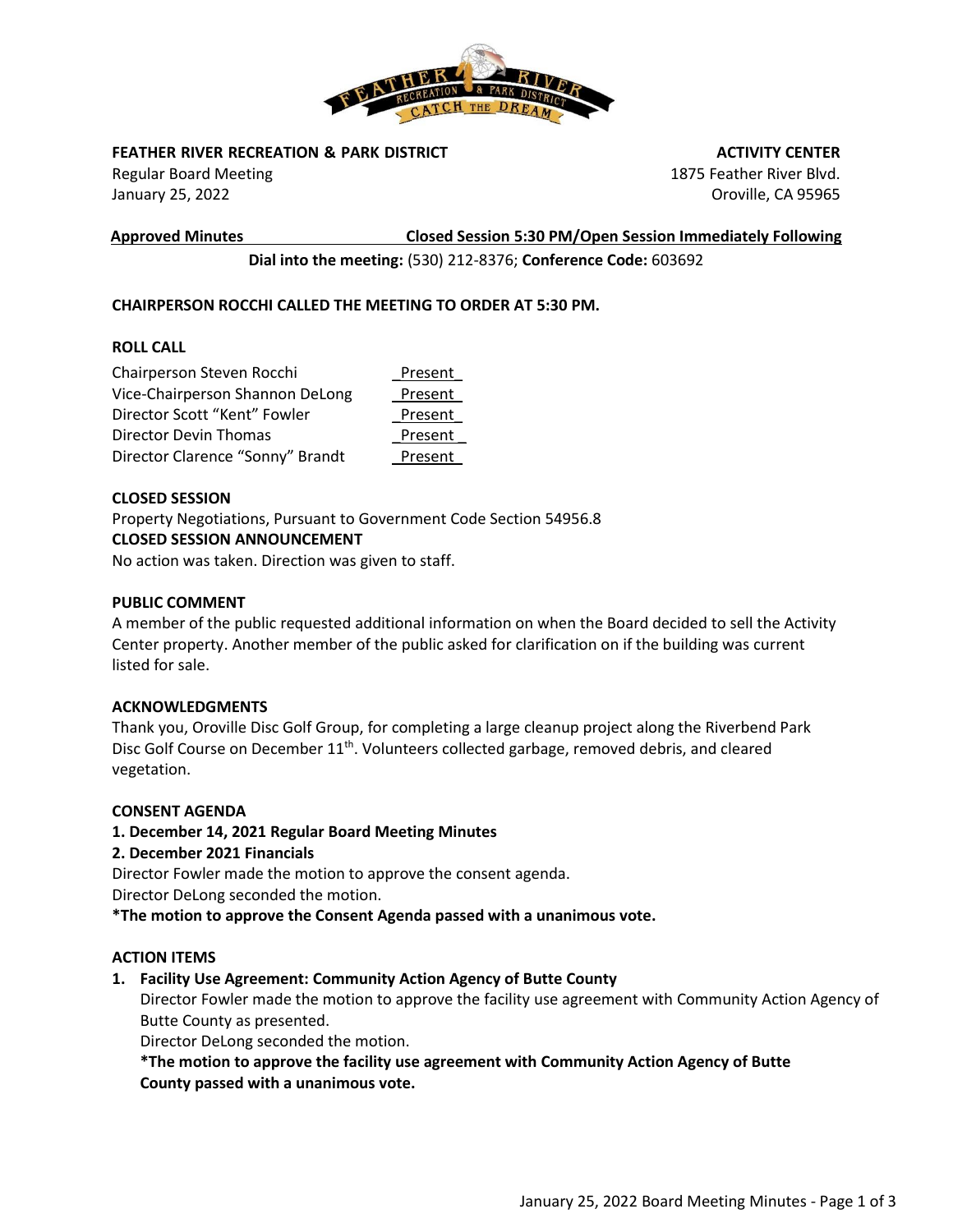**FEATHER RIVER RECREATION & PARK DISTRICT**
Regular Board Meeting
January 25, 2022

**ACTIVITY CENTER**
1875 Feather River Blvd.
Oroville, CA 95965

**Approved Minutes** **Closed Session 5:30 PM/Open Session Immediately Following**

**Dial into the meeting:** (530) 212-8376; **Conference Code:** 603692

**CHAIRPERSON ROCCHI CALLED THE MEETING TO ORDER AT 5:30 PM.**

**ROLL CALL**

| | |
|---|---|
| Chairperson Steven Rocchi | Present |
| Vice-Chairperson Shannon DeLong | Present |
| Director Scott "Kent" Fowler | Present |
| Director Devin Thomas | Present |
| Director Clarence "Sonny" Brandt | Present |

**CLOSED SESSION**

Property Negotiations, Pursuant to Government Code Section 54956.8

**CLOSED SESSION ANNOUNCEMENT**

No action was taken. Direction was given to staff.

**PUBLIC COMMENT**

A member of the public requested additional information on when the Board decided to sell the Activity Center property. Another member of the public asked for clarification on if the building was current listed for sale.

**ACKNOWLEDGMENTS**

Thank you, Oroville Disc Golf Group, for completing a large cleanup project along the Riverbend Park Disc Golf Course on December 11th. Volunteers collected garbage, removed debris, and cleared vegetation.

**CONSENT AGENDA**

**1. December 14, 2021 Regular Board Meeting Minutes**

**2. December 2021 Financials**

Director Fowler made the motion to approve the consent agenda.
Director DeLong seconded the motion.
**\*The motion to approve the Consent Agenda passed with a unanimous vote.**

**ACTION ITEMS**

1. **Facility Use Agreement: Community Action Agency of Butte County**
   Director Fowler made the motion to approve the facility use agreement with Community Action Agency of Butte County as presented.
   Director DeLong seconded the motion.
   **\*The motion to approve the facility use agreement with Community Action Agency of Butte County passed with a unanimous vote.**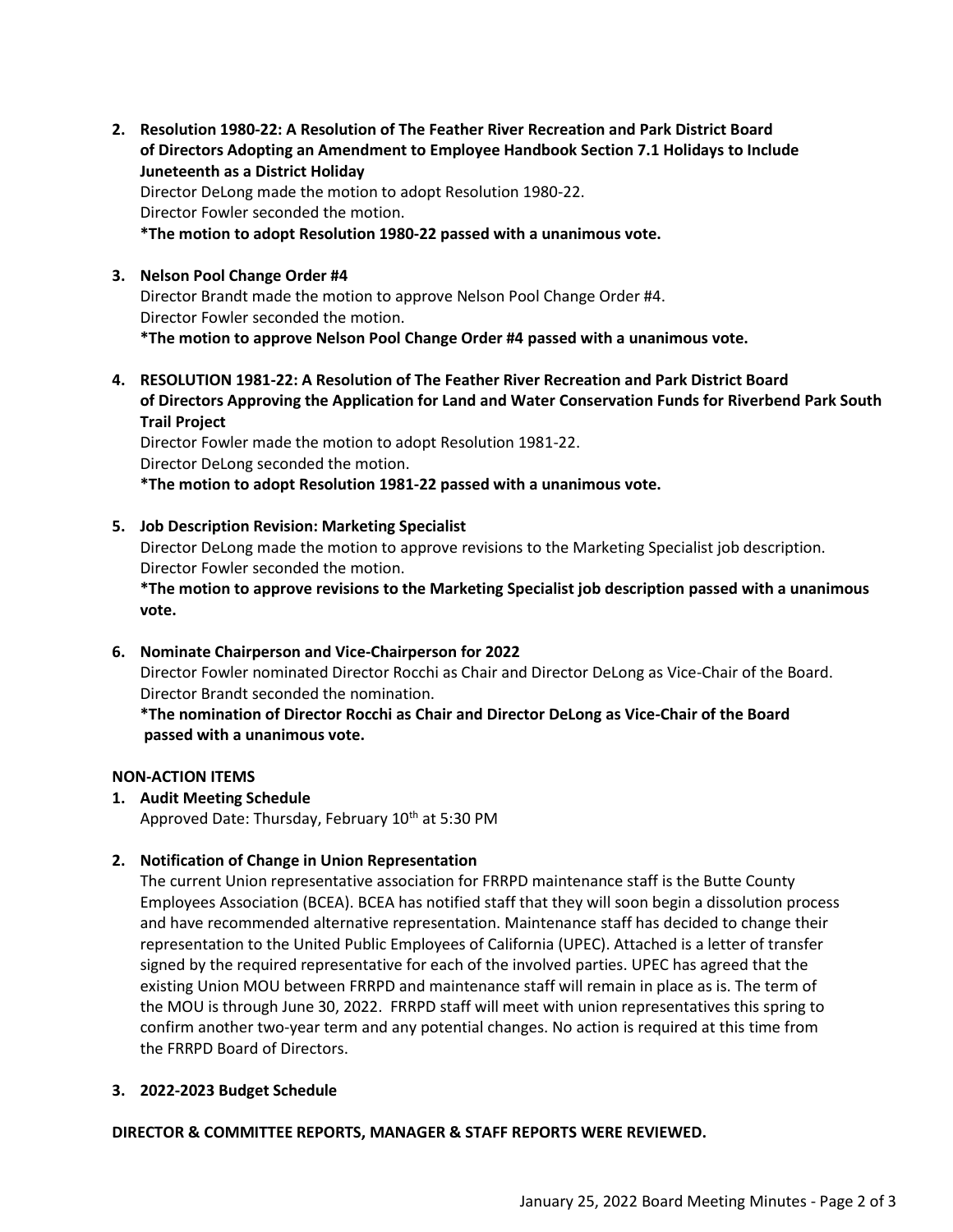2. **Resolution 1980-22: A Resolution of The Feather River Recreation and Park District Board of Directors Adopting an Amendment to Employee Handbook Section 7.1 Holidays to Include Juneteenth as a District Holiday**
   Director DeLong made the motion to adopt Resolution 1980-22.
   Director Fowler seconded the motion.
   **\*The motion to adopt Resolution 1980-22 passed with a unanimous vote.**

3. **Nelson Pool Change Order #4**
   Director Brandt made the motion to approve Nelson Pool Change Order #4.
   Director Fowler seconded the motion.
   **\*The motion to approve Nelson Pool Change Order #4 passed with a unanimous vote.**

4. **RESOLUTION 1981-22: A Resolution of The Feather River Recreation and Park District Board of Directors Approving the Application for Land and Water Conservation Funds for Riverbend Park South Trail Project**
   Director Fowler made the motion to adopt Resolution 1981-22.
   Director DeLong seconded the motion.
   **\*The motion to adopt Resolution 1981-22 passed with a unanimous vote.**

5. **Job Description Revision: Marketing Specialist**
   Director DeLong made the motion to approve revisions to the Marketing Specialist job description.
   Director Fowler seconded the motion.
   **\*The motion to approve revisions to the Marketing Specialist job description passed with a unanimous vote.**

6. **Nominate Chairperson and Vice-Chairperson for 2022**
   Director Fowler nominated Director Rocchi as Chair and Director DeLong as Vice-Chair of the Board.
   Director Brandt seconded the nomination.
   **\*The nomination of Director Rocchi as Chair and Director DeLong as Vice-Chair of the Board passed with a unanimous vote.**

**NON-ACTION ITEMS**

1. **Audit Meeting Schedule**
   Approved Date: Thursday, February 10th at 5:30 PM

2. **Notification of Change in Union Representation**
   The current Union representative association for FRRPD maintenance staff is the Butte County Employees Association (BCEA). BCEA has notified staff that they will soon begin a dissolution process and have recommended alternative representation. Maintenance staff has decided to change their representation to the United Public Employees of California (UPEC). Attached is a letter of transfer signed by the required representative for each of the involved parties. UPEC has agreed that the existing Union MOU between FRRPD and maintenance staff will remain in place as is. The term of the MOU is through June 30, 2022. FRRPD staff will meet with union representatives this spring to confirm another two-year term and any potential changes. No action is required at this time from the FRRPD Board of Directors.

3. **2022-2023 Budget Schedule**

**DIRECTOR & COMMITTEE REPORTS, MANAGER & STAFF REPORTS WERE REVIEWED.**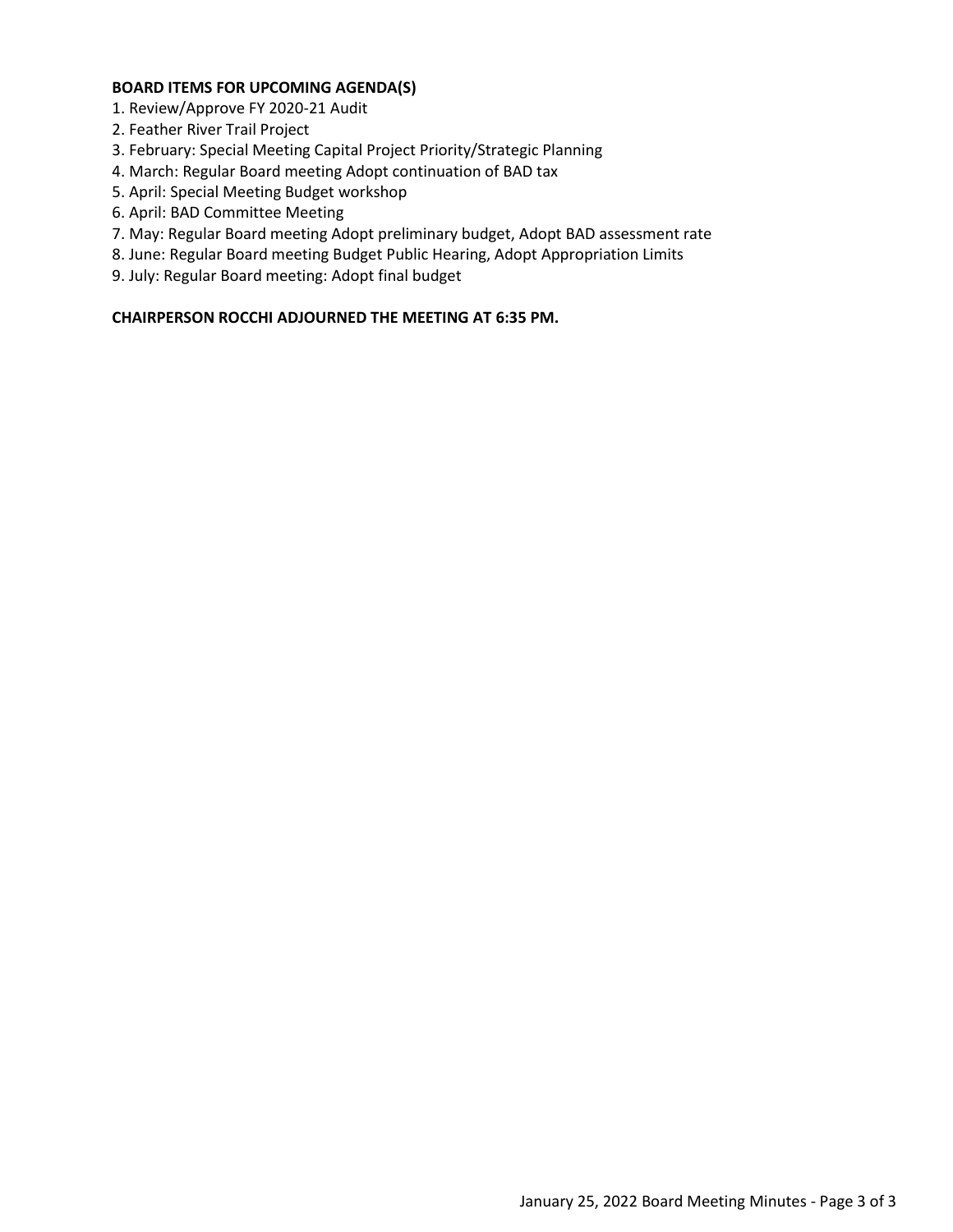**BOARD ITEMS FOR UPCOMING AGENDA(S)**

1. Review/Approve FY 2020-21 Audit
2. Feather River Trail Project
3. February: Special Meeting Capital Project Priority/Strategic Planning
4. March: Regular Board meeting Adopt continuation of BAD tax
5. April: Special Meeting Budget workshop
6. April: BAD Committee Meeting
7. May: Regular Board meeting Adopt preliminary budget, Adopt BAD assessment rate
8. June: Regular Board meeting Budget Public Hearing, Adopt Appropriation Limits
9. July: Regular Board meeting: Adopt final budget

**CHAIRPERSON ROCCHI ADJOURNED THE MEETING AT 6:35 PM.**